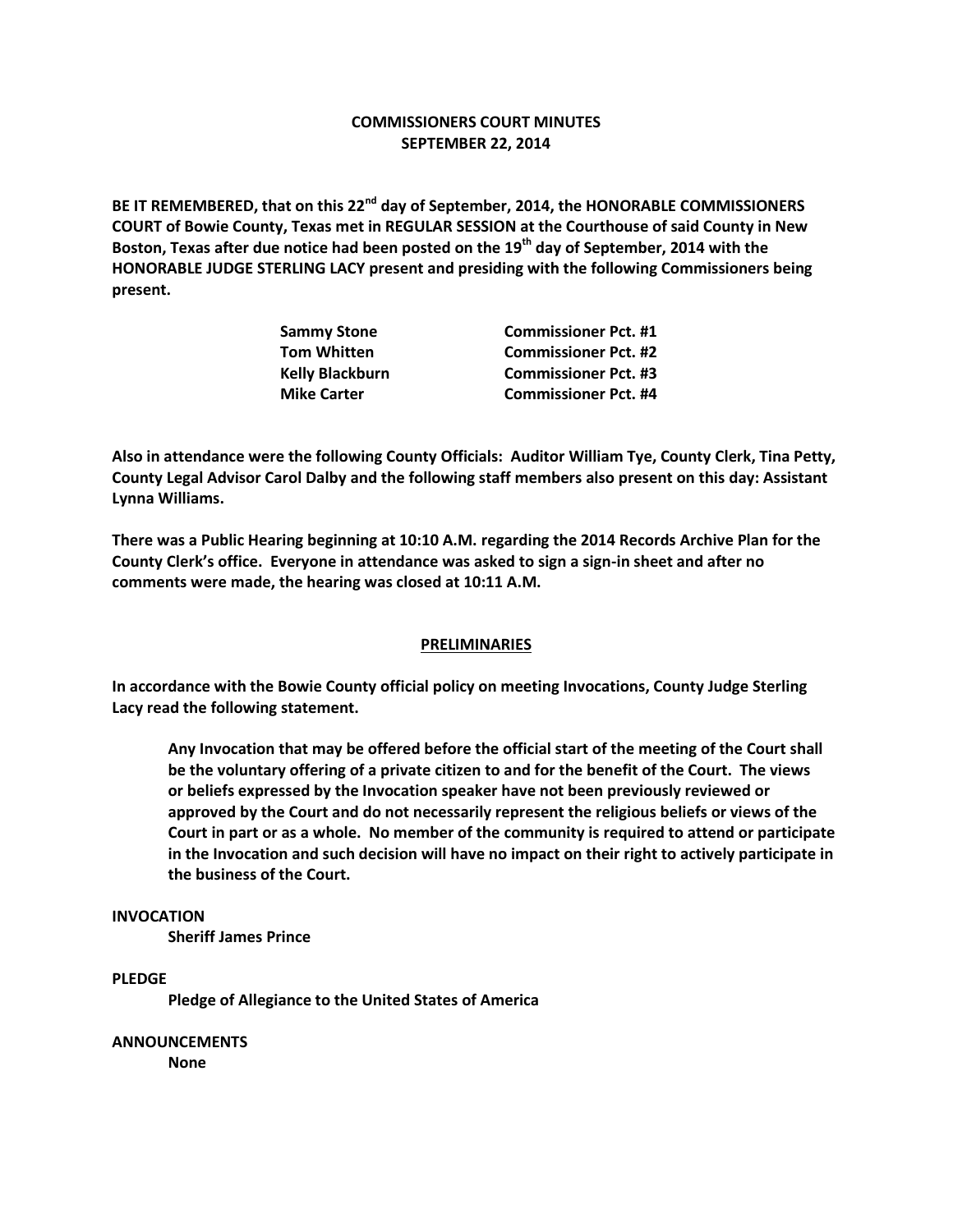# COMMISSIONERS COURT MINUTES
## SEPTEMBER 22, 2014

**BE IT REMEMBERED, that on this 22nd day of September, 2014, the HONORABLE COMMISSIONERS COURT of Bowie County, Texas met in REGULAR SESSION at the Courthouse of said County in New Boston, Texas after due notice had been posted on the 19th day of September, 2014 with the HONORABLE JUDGE STERLING LACY present and presiding with the following Commissioners being present.**

| | |
|---|---|
| **Sammy Stone** | **Commissioner Pct. #1** |
| **Tom Whitten** | **Commissioner Pct. #2** |
| **Kelly Blackburn** | **Commissioner Pct. #3** |
| **Mike Carter** | **Commissioner Pct. #4** |

**Also in attendance were the following County Officials: Auditor William Tye, County Clerk, Tina Petty, County Legal Advisor Carol Dalby and the following staff members also present on this day: Assistant Lynna Williams.**

**There was a Public Hearing beginning at 10:10 A.M. regarding the 2014 Records Archive Plan for the County Clerk's office. Everyone in attendance was asked to sign a sign-in sheet and after no comments were made, the hearing was closed at 10:11 A.M.**

## PRELIMINARIES

**In accordance with the Bowie County official policy on meeting Invocations, County Judge Sterling Lacy read the following statement.**

> **Any Invocation that may be offered before the official start of the meeting of the Court shall be the voluntary offering of a private citizen to and for the benefit of the Court. The views or beliefs expressed by the Invocation speaker have not been previously reviewed or approved by the Court and do not necessarily represent the religious beliefs or views of the Court in part or as a whole. No member of the community is required to attend or participate in the Invocation and such decision will have no impact on their right to actively participate in the business of the Court.**

**INVOCATION**

**Sheriff James Prince**

**PLEDGE**

**Pledge of Allegiance to the United States of America**

**ANNOUNCEMENTS**

**None**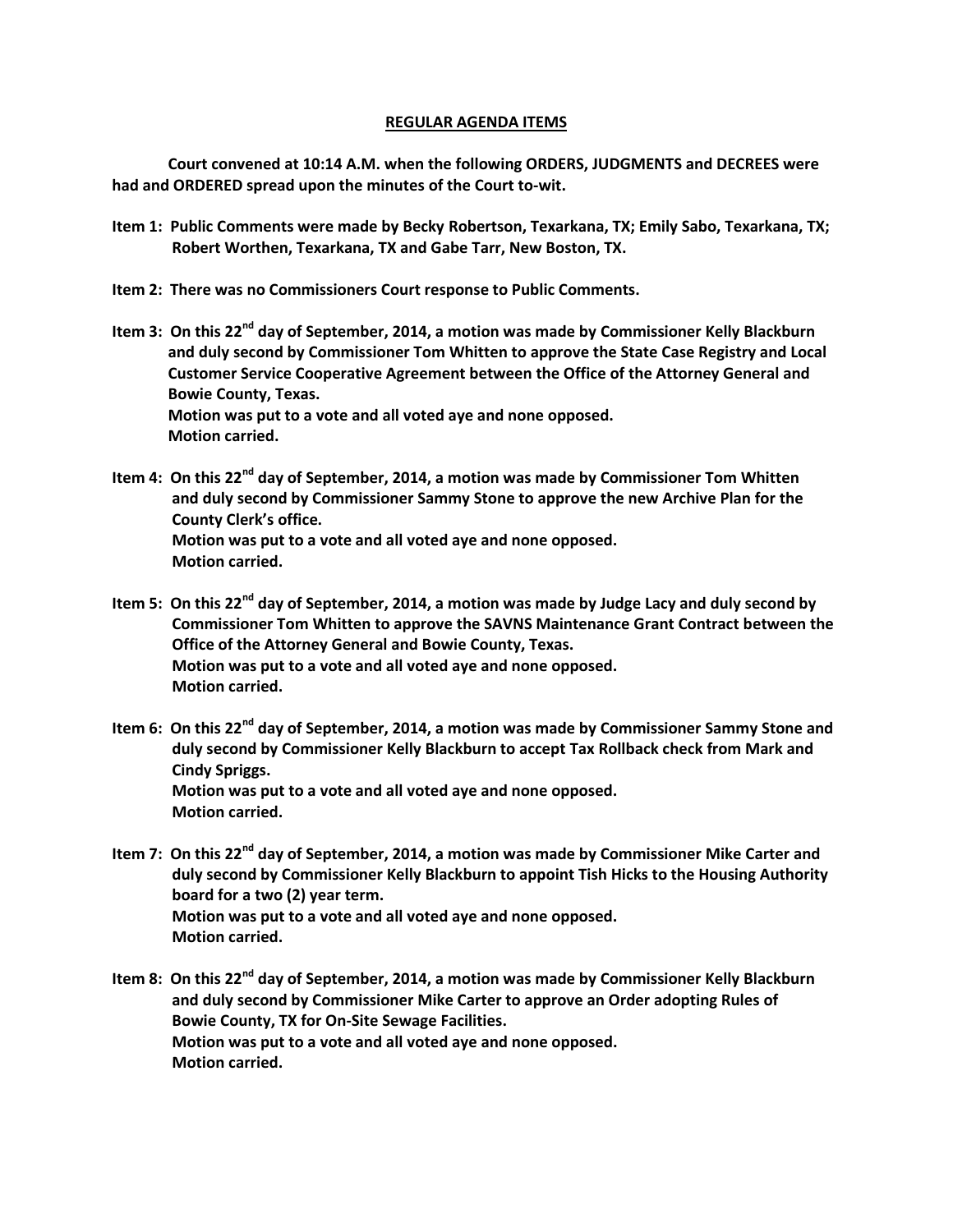## REGULAR AGENDA ITEMS

**Court convened at 10:14 A.M. when the following ORDERS, JUDGMENTS and DECREES were had and ORDERED spread upon the minutes of the Court to-wit.**

**Item 1: Public Comments were made by Becky Robertson, Texarkana, TX; Emily Sabo, Texarkana, TX; Robert Worthen, Texarkana, TX and Gabe Tarr, New Boston, TX.**

**Item 2: There was no Commissioners Court response to Public Comments.**

**Item 3: On this 22nd day of September, 2014, a motion was made by Commissioner Kelly Blackburn and duly second by Commissioner Tom Whitten to approve the State Case Registry and Local Customer Service Cooperative Agreement between the Office of the Attorney General and Bowie County, Texas.**
**Motion was put to a vote and all voted aye and none opposed.**
**Motion carried.**

**Item 4: On this 22nd day of September, 2014, a motion was made by Commissioner Tom Whitten and duly second by Commissioner Sammy Stone to approve the new Archive Plan for the County Clerk's office.**
**Motion was put to a vote and all voted aye and none opposed.**
**Motion carried.**

**Item 5: On this 22nd day of September, 2014, a motion was made by Judge Lacy and duly second by Commissioner Tom Whitten to approve the SAVNS Maintenance Grant Contract between the Office of the Attorney General and Bowie County, Texas.**
**Motion was put to a vote and all voted aye and none opposed.**
**Motion carried.**

**Item 6: On this 22nd day of September, 2014, a motion was made by Commissioner Sammy Stone and duly second by Commissioner Kelly Blackburn to accept Tax Rollback check from Mark and Cindy Spriggs.**
**Motion was put to a vote and all voted aye and none opposed.**
**Motion carried.**

**Item 7: On this 22nd day of September, 2014, a motion was made by Commissioner Mike Carter and duly second by Commissioner Kelly Blackburn to appoint Tish Hicks to the Housing Authority board for a two (2) year term.**
**Motion was put to a vote and all voted aye and none opposed.**
**Motion carried.**

**Item 8: On this 22nd day of September, 2014, a motion was made by Commissioner Kelly Blackburn and duly second by Commissioner Mike Carter to approve an Order adopting Rules of Bowie County, TX for On-Site Sewage Facilities.**
**Motion was put to a vote and all voted aye and none opposed.**
**Motion carried.**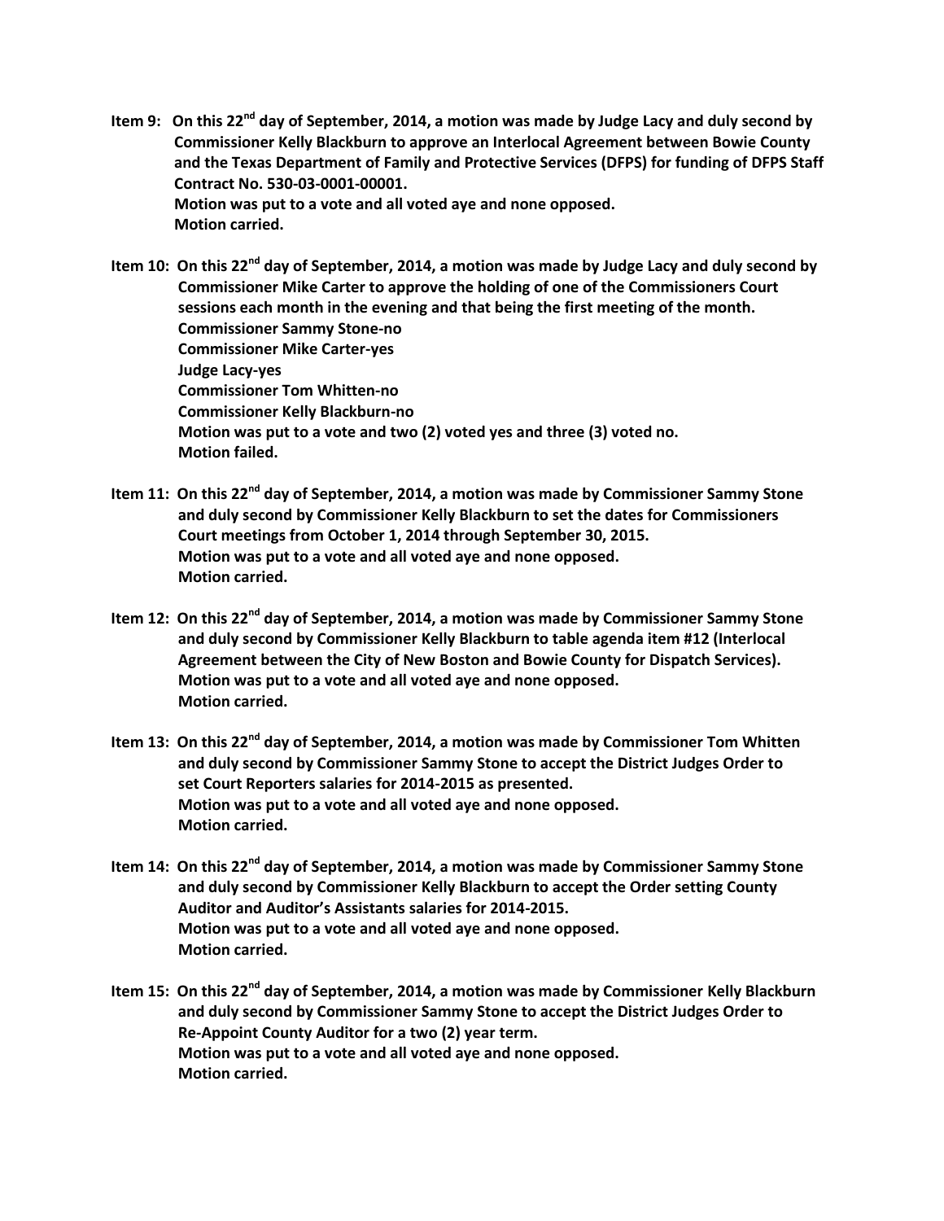**Item 9: On this 22nd day of September, 2014, a motion was made by Judge Lacy and duly second by Commissioner Kelly Blackburn to approve an Interlocal Agreement between Bowie County and the Texas Department of Family and Protective Services (DFPS) for funding of DFPS Staff Contract No. 530-03-0001-00001.**
**Motion was put to a vote and all voted aye and none opposed.**
**Motion carried.**

**Item 10: On this 22nd day of September, 2014, a motion was made by Judge Lacy and duly second by Commissioner Mike Carter to approve the holding of one of the Commissioners Court sessions each month in the evening and that being the first meeting of the month.**
**Commissioner Sammy Stone-no**
**Commissioner Mike Carter-yes**
**Judge Lacy-yes**
**Commissioner Tom Whitten-no**
**Commissioner Kelly Blackburn-no**
**Motion was put to a vote and two (2) voted yes and three (3) voted no.**
**Motion failed.**

**Item 11: On this 22nd day of September, 2014, a motion was made by Commissioner Sammy Stone and duly second by Commissioner Kelly Blackburn to set the dates for Commissioners Court meetings from October 1, 2014 through September 30, 2015.**
**Motion was put to a vote and all voted aye and none opposed.**
**Motion carried.**

**Item 12: On this 22nd day of September, 2014, a motion was made by Commissioner Sammy Stone and duly second by Commissioner Kelly Blackburn to table agenda item #12 (Interlocal Agreement between the City of New Boston and Bowie County for Dispatch Services).**
**Motion was put to a vote and all voted aye and none opposed.**
**Motion carried.**

**Item 13: On this 22nd day of September, 2014, a motion was made by Commissioner Tom Whitten and duly second by Commissioner Sammy Stone to accept the District Judges Order to set Court Reporters salaries for 2014-2015 as presented.**
**Motion was put to a vote and all voted aye and none opposed.**
**Motion carried.**

**Item 14: On this 22nd day of September, 2014, a motion was made by Commissioner Sammy Stone and duly second by Commissioner Kelly Blackburn to accept the Order setting County Auditor and Auditor's Assistants salaries for 2014-2015.**
**Motion was put to a vote and all voted aye and none opposed.**
**Motion carried.**

**Item 15: On this 22nd day of September, 2014, a motion was made by Commissioner Kelly Blackburn and duly second by Commissioner Sammy Stone to accept the District Judges Order to Re-Appoint County Auditor for a two (2) year term.**
**Motion was put to a vote and all voted aye and none opposed.**
**Motion carried.**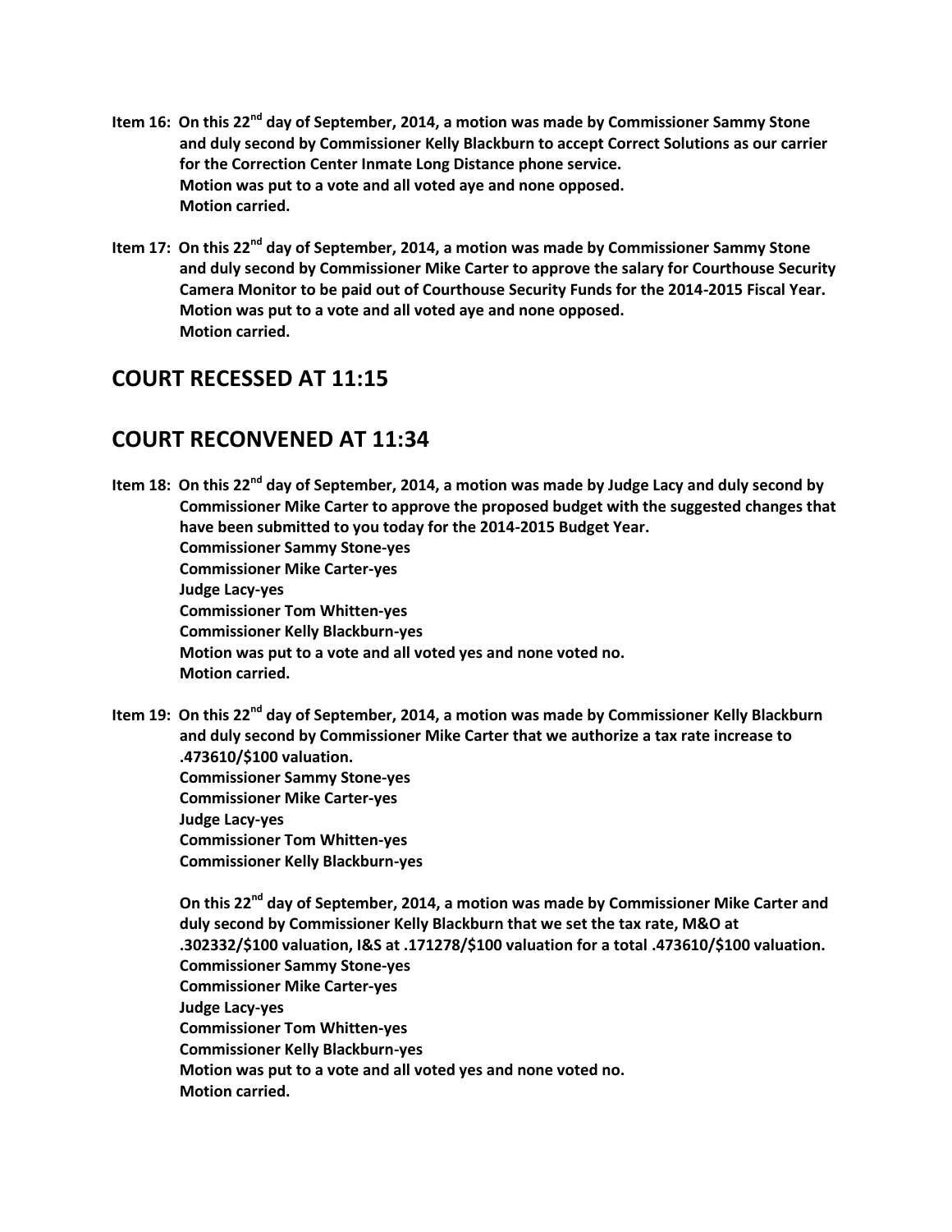**Item 16: On this 22nd day of September, 2014, a motion was made by Commissioner Sammy Stone and duly second by Commissioner Kelly Blackburn to accept Correct Solutions as our carrier for the Correction Center Inmate Long Distance phone service.**
**Motion was put to a vote and all voted aye and none opposed.**
**Motion carried.**

**Item 17: On this 22nd day of September, 2014, a motion was made by Commissioner Sammy Stone and duly second by Commissioner Mike Carter to approve the salary for Courthouse Security Camera Monitor to be paid out of Courthouse Security Funds for the 2014-2015 Fiscal Year.**
**Motion was put to a vote and all voted aye and none opposed.**
**Motion carried.**

## COURT RECESSED AT 11:15

## COURT RECONVENED AT 11:34

**Item 18: On this 22nd day of September, 2014, a motion was made by Judge Lacy and duly second by Commissioner Mike Carter to approve the proposed budget with the suggested changes that have been submitted to you today for the 2014-2015 Budget Year.**
**Commissioner Sammy Stone-yes**
**Commissioner Mike Carter-yes**
**Judge Lacy-yes**
**Commissioner Tom Whitten-yes**
**Commissioner Kelly Blackburn-yes**
**Motion was put to a vote and all voted yes and none voted no.**
**Motion carried.**

**Item 19: On this 22nd day of September, 2014, a motion was made by Commissioner Kelly Blackburn and duly second by Commissioner Mike Carter that we authorize a tax rate increase to .473610/$100 valuation.**
**Commissioner Sammy Stone-yes**
**Commissioner Mike Carter-yes**
**Judge Lacy-yes**
**Commissioner Tom Whitten-yes**
**Commissioner Kelly Blackburn-yes**

**On this 22nd day of September, 2014, a motion was made by Commissioner Mike Carter and duly second by Commissioner Kelly Blackburn that we set the tax rate, M&O at .302332/$100 valuation, I&S at .171278/$100 valuation for a total .473610/$100 valuation.**
**Commissioner Sammy Stone-yes**
**Commissioner Mike Carter-yes**
**Judge Lacy-yes**
**Commissioner Tom Whitten-yes**
**Commissioner Kelly Blackburn-yes**
**Motion was put to a vote and all voted yes and none voted no.**
**Motion carried.**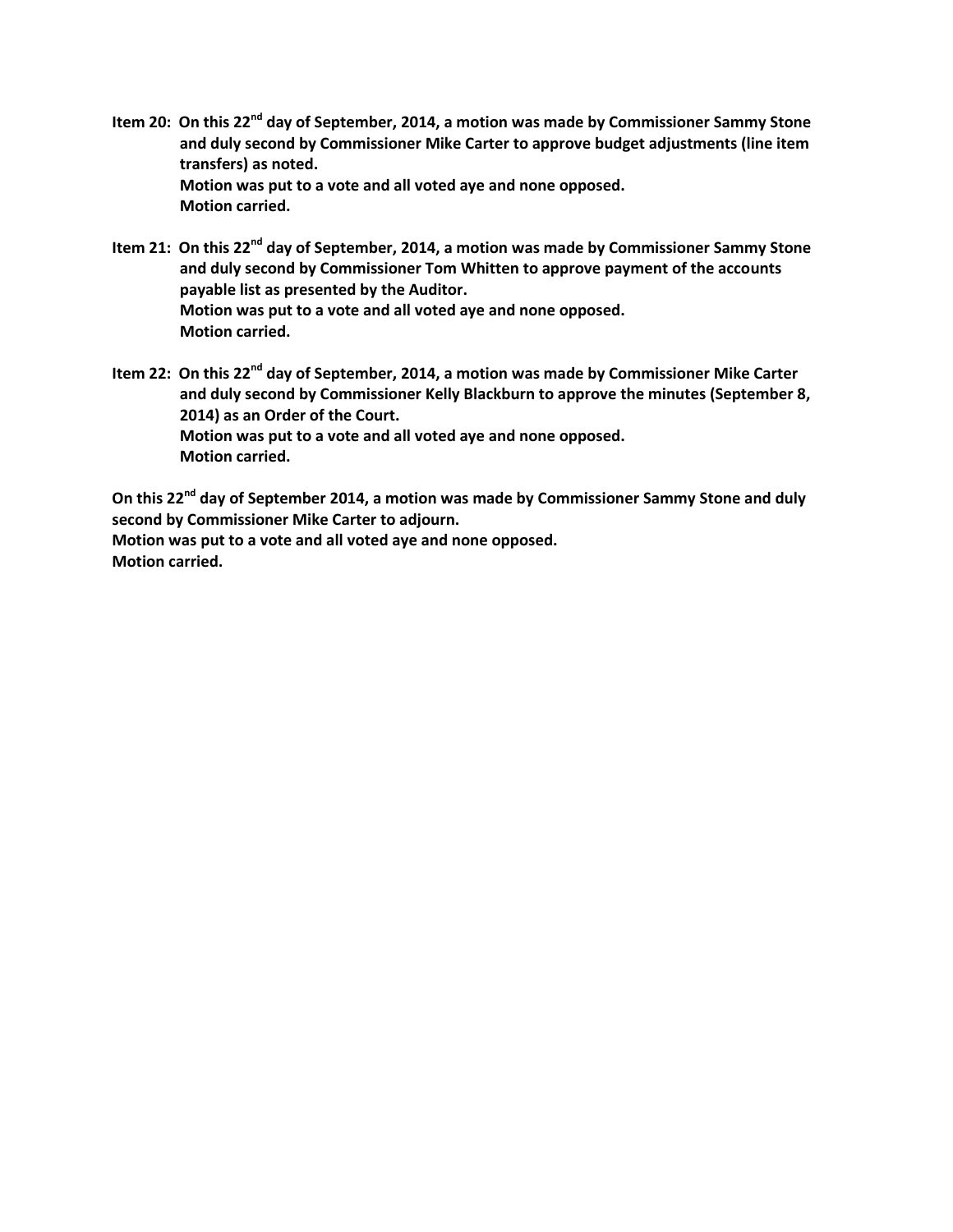**Item 20: On this 22nd day of September, 2014, a motion was made by Commissioner Sammy Stone and duly second by Commissioner Mike Carter to approve budget adjustments (line item transfers) as noted.**
**Motion was put to a vote and all voted aye and none opposed.**
**Motion carried.**

**Item 21: On this 22nd day of September, 2014, a motion was made by Commissioner Sammy Stone and duly second by Commissioner Tom Whitten to approve payment of the accounts payable list as presented by the Auditor.**
**Motion was put to a vote and all voted aye and none opposed.**
**Motion carried.**

**Item 22: On this 22nd day of September, 2014, a motion was made by Commissioner Mike Carter and duly second by Commissioner Kelly Blackburn to approve the minutes (September 8, 2014) as an Order of the Court.**
**Motion was put to a vote and all voted aye and none opposed.**
**Motion carried.**

**On this 22nd day of September 2014, a motion was made by Commissioner Sammy Stone and duly second by Commissioner Mike Carter to adjourn.**
**Motion was put to a vote and all voted aye and none opposed.**
**Motion carried.**